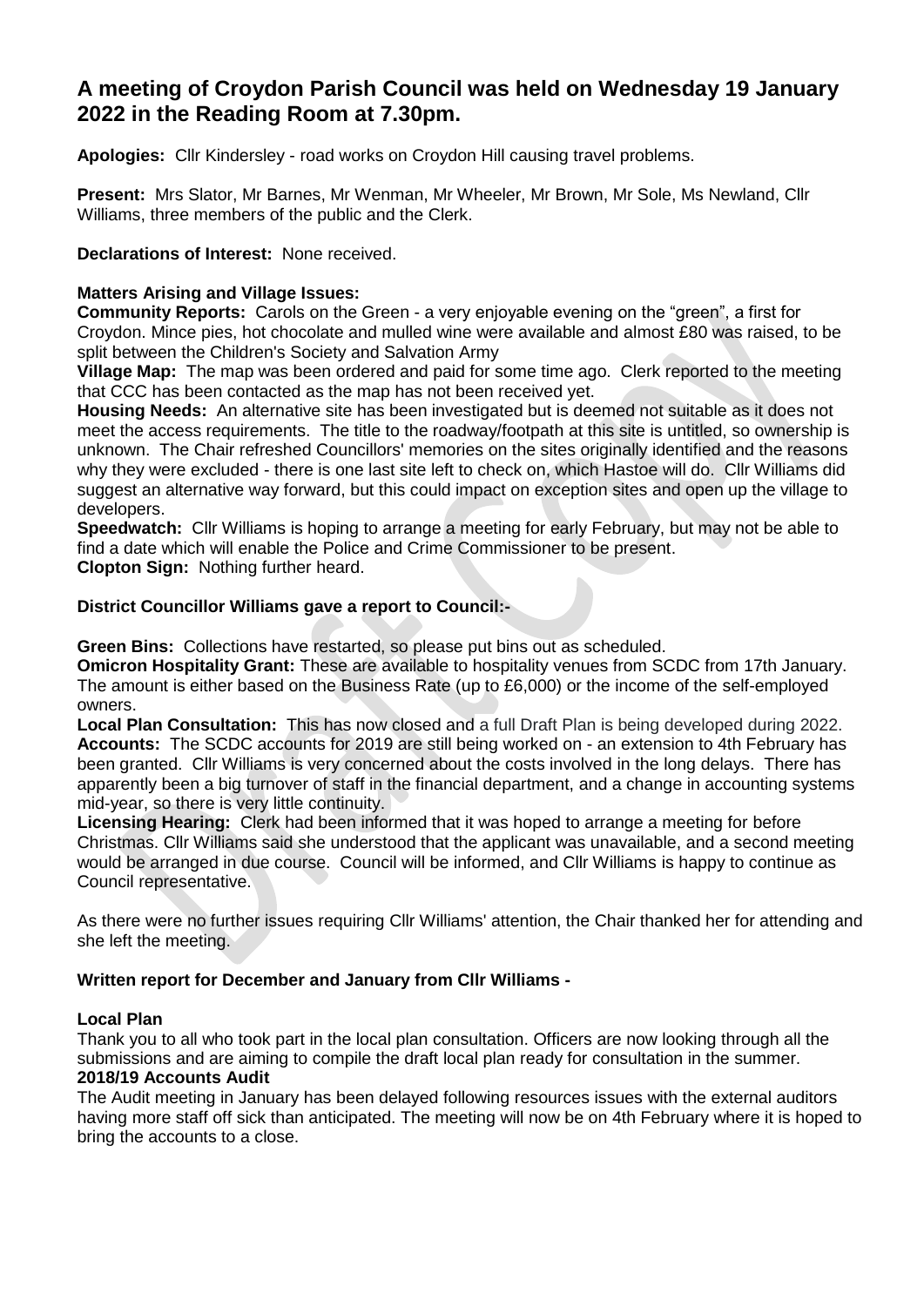# A meeting of Croydon Parish Council was held on Wednesday 19 January 2022 in the Reading Room at 7.30pm.

**Apologies:** Cllr Kindersley - road works on Croydon Hill causing travel problems.

**Present:** Mrs Slator, Mr Barnes, Mr Wenman, Mr Wheeler, Mr Brown, Mr Sole, Ms Newland, Cllr Williams, three members of the public and the Clerk.

**Declarations of Interest:** None received.

**Matters Arising and Village Issues:**

**Community Reports:** Carols on the Green - a very enjoyable evening on the "green", a first for Croydon. Mince pies, hot chocolate and mulled wine were available and almost £80 was raised, to be split between the Children's Society and Salvation Army

**Village Map:** The map was been ordered and paid for some time ago. Clerk reported to the meeting that CCC has been contacted as the map has not been received yet.

**Housing Needs:** An alternative site has been investigated but is deemed not suitable as it does not meet the access requirements. The title to the roadway/footpath at this site is untitled, so ownership is unknown. The Chair refreshed Councillors' memories on the sites originally identified and the reasons why they were excluded - there is one last site left to check on, which Hastoe will do. Cllr Williams did suggest an alternative way forward, but this could impact on exception sites and open up the village to developers.

**Speedwatch:** Cllr Williams is hoping to arrange a meeting for early February, but may not be able to find a date which will enable the Police and Crime Commissioner to be present.

**Clopton Sign:** Nothing further heard.

**District Councillor Williams gave a report to Council:-**

**Green Bins:** Collections have restarted, so please put bins out as scheduled.

**Omicron Hospitality Grant:** These are available to hospitality venues from SCDC from 17th January. The amount is either based on the Business Rate (up to £6,000) or the income of the self-employed owners.

**Local Plan Consultation:** This has now closed and a full Draft Plan is being developed during 2022.

**Accounts:** The SCDC accounts for 2019 are still being worked on - an extension to 4th February has been granted. Cllr Williams is very concerned about the costs involved in the long delays. There has apparently been a big turnover of staff in the financial department, and a change in accounting systems mid-year, so there is very little continuity.

**Licensing Hearing:** Clerk had been informed that it was hoped to arrange a meeting for before Christmas. Cllr Williams said she understood that the applicant was unavailable, and a second meeting would be arranged in due course. Council will be informed, and Cllr Williams is happy to continue as Council representative.

As there were no further issues requiring Cllr Williams' attention, the Chair thanked her for attending and she left the meeting.

**Written report for December and January from Cllr Williams -**

**Local Plan**

Thank you to all who took part in the local plan consultation. Officers are now looking through all the submissions and are aiming to compile the draft local plan ready for consultation in the summer.

**2018/19 Accounts Audit**

The Audit meeting in January has been delayed following resources issues with the external auditors having more staff off sick than anticipated. The meeting will now be on 4th February where it is hoped to bring the accounts to a close.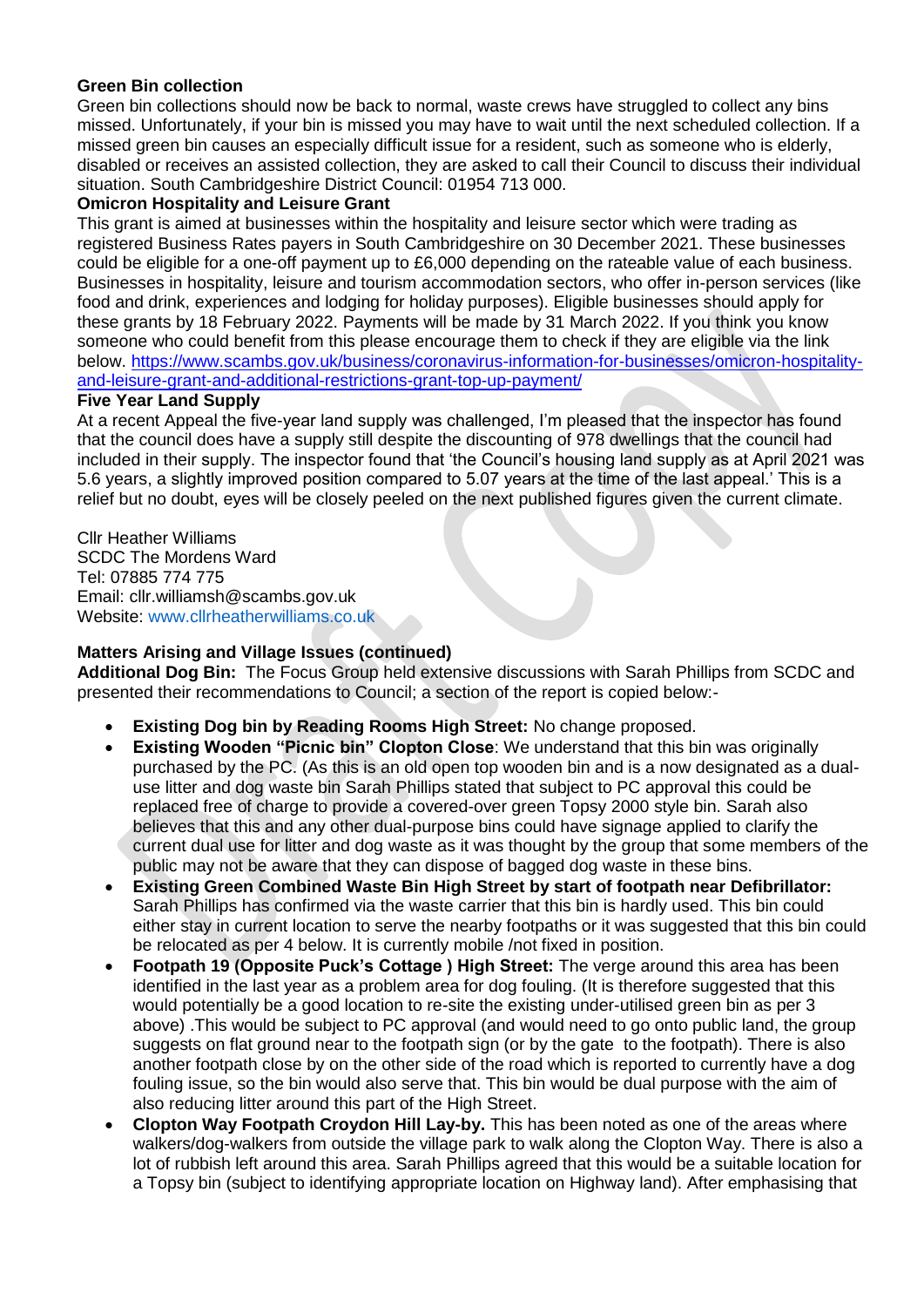**Green Bin collection**

Green bin collections should now be back to normal, waste crews have struggled to collect any bins missed. Unfortunately, if your bin is missed you may have to wait until the next scheduled collection. If a missed green bin causes an especially difficult issue for a resident, such as someone who is elderly, disabled or receives an assisted collection, they are asked to call their Council to discuss their individual situation. South Cambridgeshire District Council: 01954 713 000.

**Omicron Hospitality and Leisure Grant**

This grant is aimed at businesses within the hospitality and leisure sector which were trading as registered Business Rates payers in South Cambridgeshire on 30 December 2021. These businesses could be eligible for a one-off payment up to £6,000 depending on the rateable value of each business. Businesses in hospitality, leisure and tourism accommodation sectors, who offer in-person services (like food and drink, experiences and lodging for holiday purposes). Eligible businesses should apply for these grants by 18 February 2022. Payments will be made by 31 March 2022. If you think you know someone who could benefit from this please encourage them to check if they are eligible via the link below. https://www.scambs.gov.uk/business/coronavirus-information-for-businesses/omicron-hospitality-and-leisure-grant-and-additional-restrictions-grant-top-up-payment/

**Five Year Land Supply**

At a recent Appeal the five-year land supply was challenged, I'm pleased that the inspector has found that the council does have a supply still despite the discounting of 978 dwellings that the council had included in their supply. The inspector found that 'the Council's housing land supply as at April 2021 was 5.6 years, a slightly improved position compared to 5.07 years at the time of the last appeal.' This is a relief but no doubt, eyes will be closely peeled on the next published figures given the current climate.

Cllr Heather Williams
SCDC The Mordens Ward
Tel: 07885 774 775
Email: cllr.williamsh@scambs.gov.uk
Website: www.cllrheatherwilliams.co.uk

**Matters Arising and Village Issues (continued)**

**Additional Dog Bin:** The Focus Group held extensive discussions with Sarah Phillips from SCDC and presented their recommendations to Council; a section of the report is copied below:-

- **Existing Dog bin by Reading Rooms High Street:** No change proposed.
- **Existing Wooden "Picnic bin" Clopton Close**: We understand that this bin was originally purchased by the PC. (As this is an old open top wooden bin and is a now designated as a dual-use litter and dog waste bin Sarah Phillips stated that subject to PC approval this could be replaced free of charge to provide a covered-over green Topsy 2000 style bin. Sarah also believes that this and any other dual-purpose bins could have signage applied to clarify the current dual use for litter and dog waste as it was thought by the group that some members of the public may not be aware that they can dispose of bagged dog waste in these bins.
- **Existing Green Combined Waste Bin High Street by start of footpath near Defibrillator:** Sarah Phillips has confirmed via the waste carrier that this bin is hardly used. This bin could either stay in current location to serve the nearby footpaths or it was suggested that this bin could be relocated as per 4 below. It is currently mobile /not fixed in position.
- **Footpath 19 (Opposite Puck's Cottage ) High Street:** The verge around this area has been identified in the last year as a problem area for dog fouling. (It is therefore suggested that this would potentially be a good location to re-site the existing under-utilised green bin as per 3 above) .This would be subject to PC approval (and would need to go onto public land, the group suggests on flat ground near to the footpath sign (or by the gate to the footpath). There is also another footpath close by on the other side of the road which is reported to currently have a dog fouling issue, so the bin would also serve that. This bin would be dual purpose with the aim of also reducing litter around this part of the High Street.
- **Clopton Way Footpath Croydon Hill Lay-by.** This has been noted as one of the areas where walkers/dog-walkers from outside the village park to walk along the Clopton Way. There is also a lot of rubbish left around this area. Sarah Phillips agreed that this would be a suitable location for a Topsy bin (subject to identifying appropriate location on Highway land). After emphasising that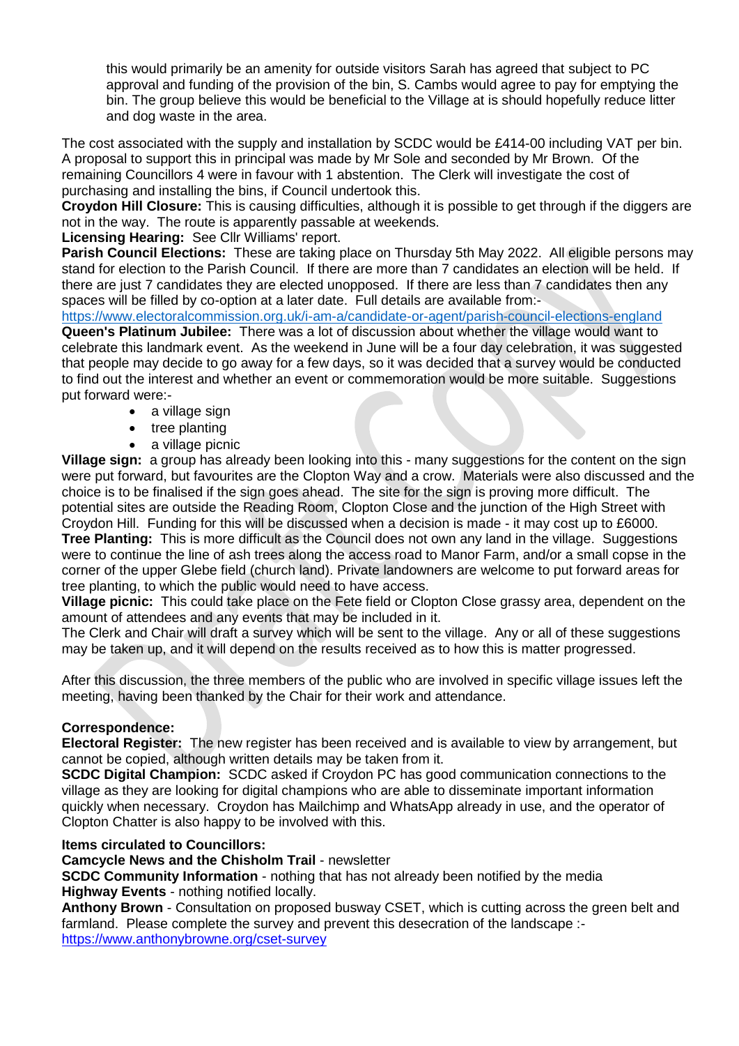this would primarily be an amenity for outside visitors Sarah has agreed that subject to PC approval and funding of the provision of the bin, S. Cambs would agree to pay for emptying the bin. The group believe this would be beneficial to the Village at is should hopefully reduce litter and dog waste in the area.

The cost associated with the supply and installation by SCDC would be £414-00 including VAT per bin. A proposal to support this in principal was made by Mr Sole and seconded by Mr Brown. Of the remaining Councillors 4 were in favour with 1 abstention. The Clerk will investigate the cost of purchasing and installing the bins, if Council undertook this.

**Croydon Hill Closure:** This is causing difficulties, although it is possible to get through if the diggers are not in the way. The route is apparently passable at weekends.

**Licensing Hearing:** See Cllr Williams' report.

**Parish Council Elections:** These are taking place on Thursday 5th May 2022. All eligible persons may stand for election to the Parish Council. If there are more than 7 candidates an election will be held. If there are just 7 candidates they are elected unopposed. If there are less than 7 candidates then any spaces will be filled by co-option at a later date. Full details are available from:-
https://www.electoralcommission.org.uk/i-am-a/candidate-or-agent/parish-council-elections-england

**Queen's Platinum Jubilee:** There was a lot of discussion about whether the village would want to celebrate this landmark event. As the weekend in June will be a four day celebration, it was suggested that people may decide to go away for a few days, so it was decided that a survey would be conducted to find out the interest and whether an event or commemoration would be more suitable. Suggestions put forward were:-

- a village sign
- tree planting
- a village picnic

**Village sign:** a group has already been looking into this - many suggestions for the content on the sign were put forward, but favourites are the Clopton Way and a crow. Materials were also discussed and the choice is to be finalised if the sign goes ahead. The site for the sign is proving more difficult. The potential sites are outside the Reading Room, Clopton Close and the junction of the High Street with Croydon Hill. Funding for this will be discussed when a decision is made - it may cost up to £6000.

**Tree Planting:** This is more difficult as the Council does not own any land in the village. Suggestions were to continue the line of ash trees along the access road to Manor Farm, and/or a small copse in the corner of the upper Glebe field (church land). Private landowners are welcome to put forward areas for tree planting, to which the public would need to have access.

**Village picnic:** This could take place on the Fete field or Clopton Close grassy area, dependent on the amount of attendees and any events that may be included in it.

The Clerk and Chair will draft a survey which will be sent to the village. Any or all of these suggestions may be taken up, and it will depend on the results received as to how this is matter progressed.

After this discussion, the three members of the public who are involved in specific village issues left the meeting, having been thanked by the Chair for their work and attendance.

**Correspondence:**

**Electoral Register:** The new register has been received and is available to view by arrangement, but cannot be copied, although written details may be taken from it.

**SCDC Digital Champion:** SCDC asked if Croydon PC has good communication connections to the village as they are looking for digital champions who are able to disseminate important information quickly when necessary. Croydon has Mailchimp and WhatsApp already in use, and the operator of Clopton Chatter is also happy to be involved with this.

**Items circulated to Councillors:**

**Camcycle News and the Chisholm Trail** - newsletter

**SCDC Community Information** - nothing that has not already been notified by the media

**Highway Events** - nothing notified locally.

**Anthony Brown** - Consultation on proposed busway CSET, which is cutting across the green belt and farmland. Please complete the survey and prevent this desecration of the landscape :-
https://www.anthonybrowne.org/cset-survey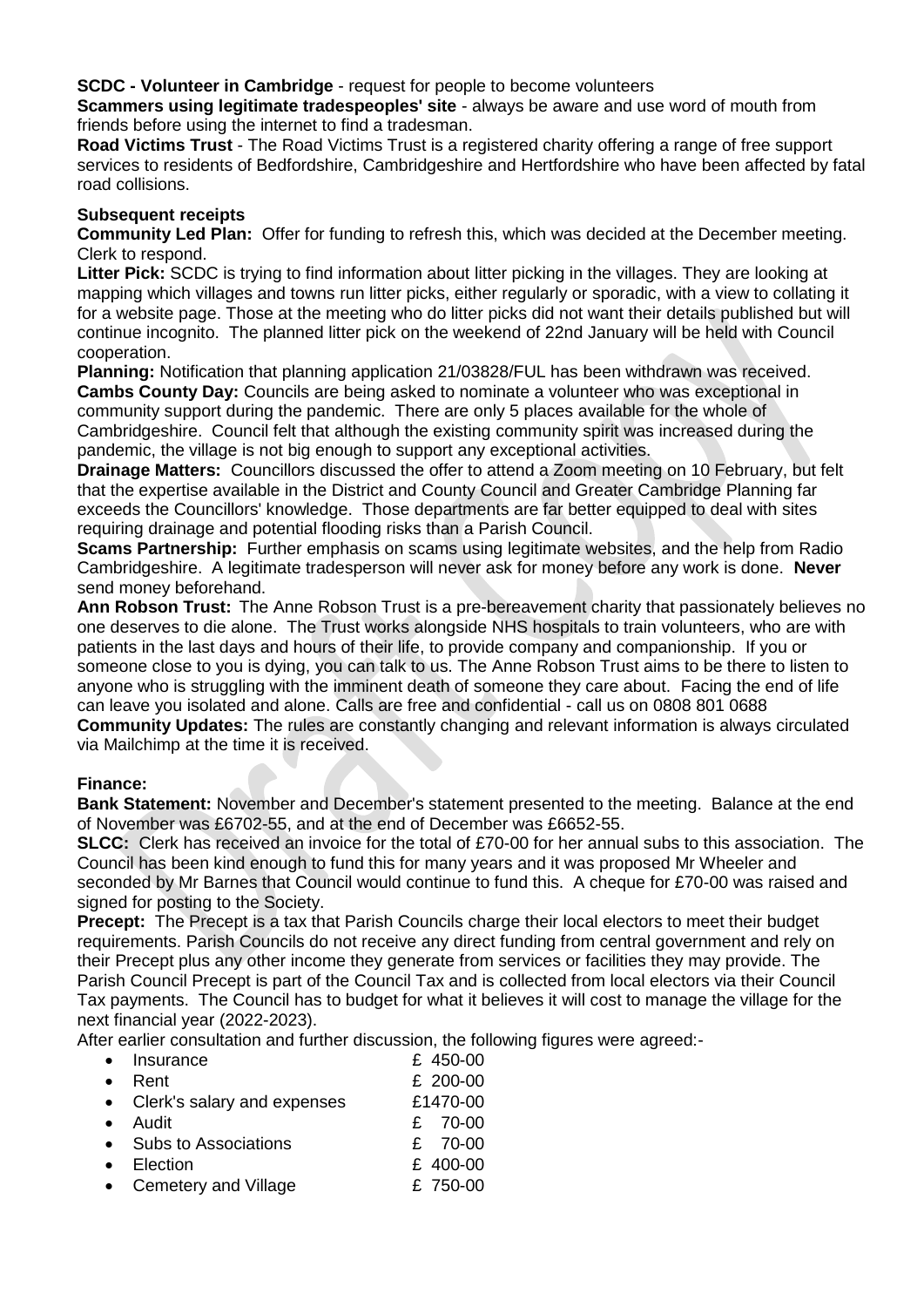**SCDC - Volunteer in Cambridge** - request for people to become volunteers

**Scammers using legitimate tradespeoples' site** - always be aware and use word of mouth from friends before using the internet to find a tradesman.

**Road Victims Trust** - The Road Victims Trust is a registered charity offering a range of free support services to residents of Bedfordshire, Cambridgeshire and Hertfordshire who have been affected by fatal road collisions.

**Subsequent receipts**

**Community Led Plan:** Offer for funding to refresh this, which was decided at the December meeting. Clerk to respond.

**Litter Pick:** SCDC is trying to find information about litter picking in the villages. They are looking at mapping which villages and towns run litter picks, either regularly or sporadic, with a view to collating it for a website page. Those at the meeting who do litter picks did not want their details published but will continue incognito. The planned litter pick on the weekend of 22nd January will be held with Council cooperation.

**Planning:** Notification that planning application 21/03828/FUL has been withdrawn was received.

**Cambs County Day:** Councils are being asked to nominate a volunteer who was exceptional in community support during the pandemic. There are only 5 places available for the whole of Cambridgeshire. Council felt that although the existing community spirit was increased during the pandemic, the village is not big enough to support any exceptional activities.

**Drainage Matters:** Councillors discussed the offer to attend a Zoom meeting on 10 February, but felt that the expertise available in the District and County Council and Greater Cambridge Planning far exceeds the Councillors' knowledge. Those departments are far better equipped to deal with sites requiring drainage and potential flooding risks than a Parish Council.

**Scams Partnership:** Further emphasis on scams using legitimate websites, and the help from Radio Cambridgeshire. A legitimate tradesperson will never ask for money before any work is done. **Never** send money beforehand.

**Ann Robson Trust:** The Anne Robson Trust is a pre-bereavement charity that passionately believes no one deserves to die alone. The Trust works alongside NHS hospitals to train volunteers, who are with patients in the last days and hours of their life, to provide company and companionship. If you or someone close to you is dying, you can talk to us. The Anne Robson Trust aims to be there to listen to anyone who is struggling with the imminent death of someone they care about. Facing the end of life can leave you isolated and alone. Calls are free and confidential - call us on 0808 801 0688

**Community Updates:** The rules are constantly changing and relevant information is always circulated via Mailchimp at the time it is received.

**Finance:**

**Bank Statement:** November and December's statement presented to the meeting. Balance at the end of November was £6702-55, and at the end of December was £6652-55.

**SLCC:** Clerk has received an invoice for the total of £70-00 for her annual subs to this association. The Council has been kind enough to fund this for many years and it was proposed Mr Wheeler and seconded by Mr Barnes that Council would continue to fund this. A cheque for £70-00 was raised and signed for posting to the Society.

**Precept:** The Precept is a tax that Parish Councils charge their local electors to meet their budget requirements. Parish Councils do not receive any direct funding from central government and rely on their Precept plus any other income they generate from services or facilities they may provide. The Parish Council Precept is part of the Council Tax and is collected from local electors via their Council Tax payments. The Council has to budget for what it believes it will cost to manage the village for the next financial year (2022-2023).

After earlier consultation and further discussion, the following figures were agreed:-

- Insurance £ 450-00
- Rent £ 200-00
- Clerk's salary and expenses £1470-00
- Audit £ 70-00
- Subs to Associations £ 70-00
- Election £ 400-00
- Cemetery and Village £ 750-00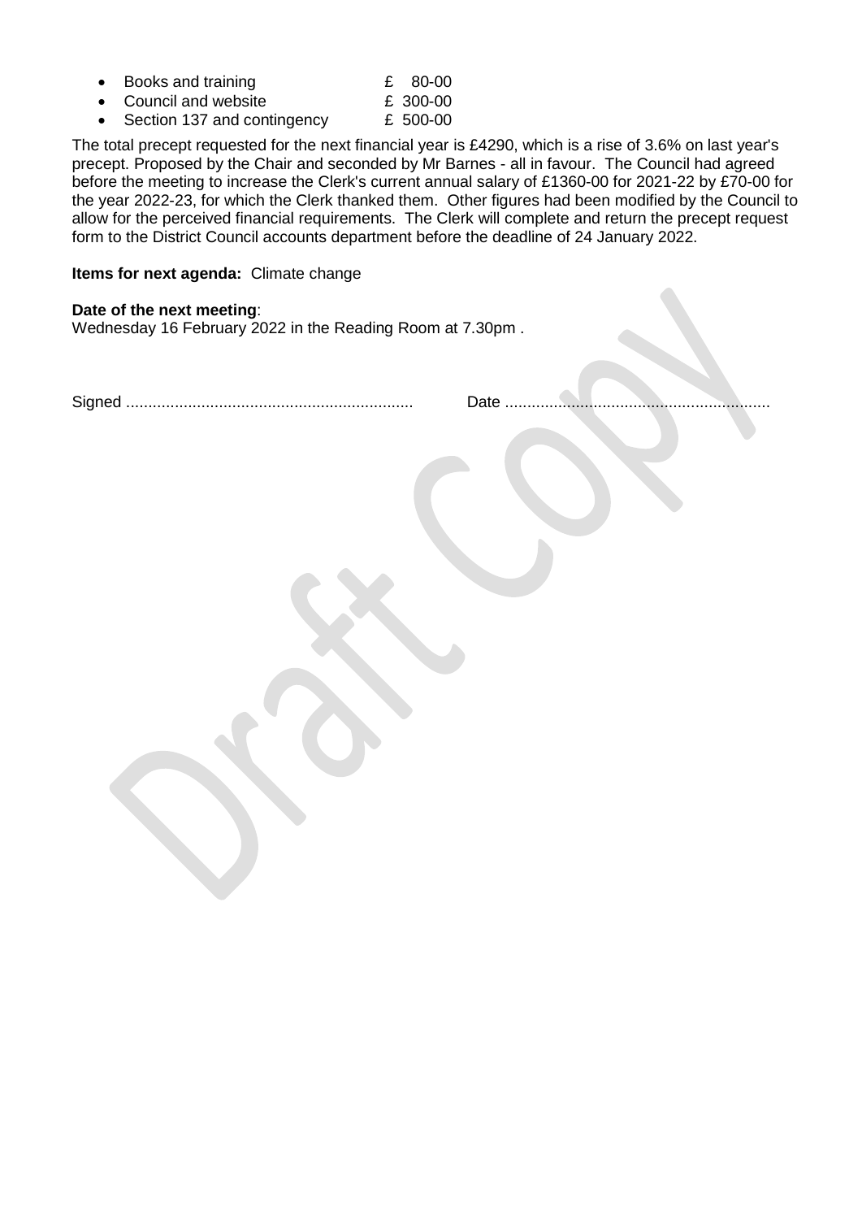- Books and training £ 80-00
- Council and website £ 300-00
- Section 137 and contingency £ 500-00

The total precept requested for the next financial year is £4290, which is a rise of 3.6% on last year's precept. Proposed by the Chair and seconded by Mr Barnes - all in favour. The Council had agreed before the meeting to increase the Clerk's current annual salary of £1360-00 for 2021-22 by £70-00 for the year 2022-23, for which the Clerk thanked them. Other figures had been modified by the Council to allow for the perceived financial requirements. The Clerk will complete and return the precept request form to the District Council accounts department before the deadline of 24 January 2022.

**Items for next agenda:** Climate change

**Date of the next meeting**:
Wednesday 16 February 2022 in the Reading Room at 7.30pm .

Signed ................................................................ Date ...........................................................

Draft Copy